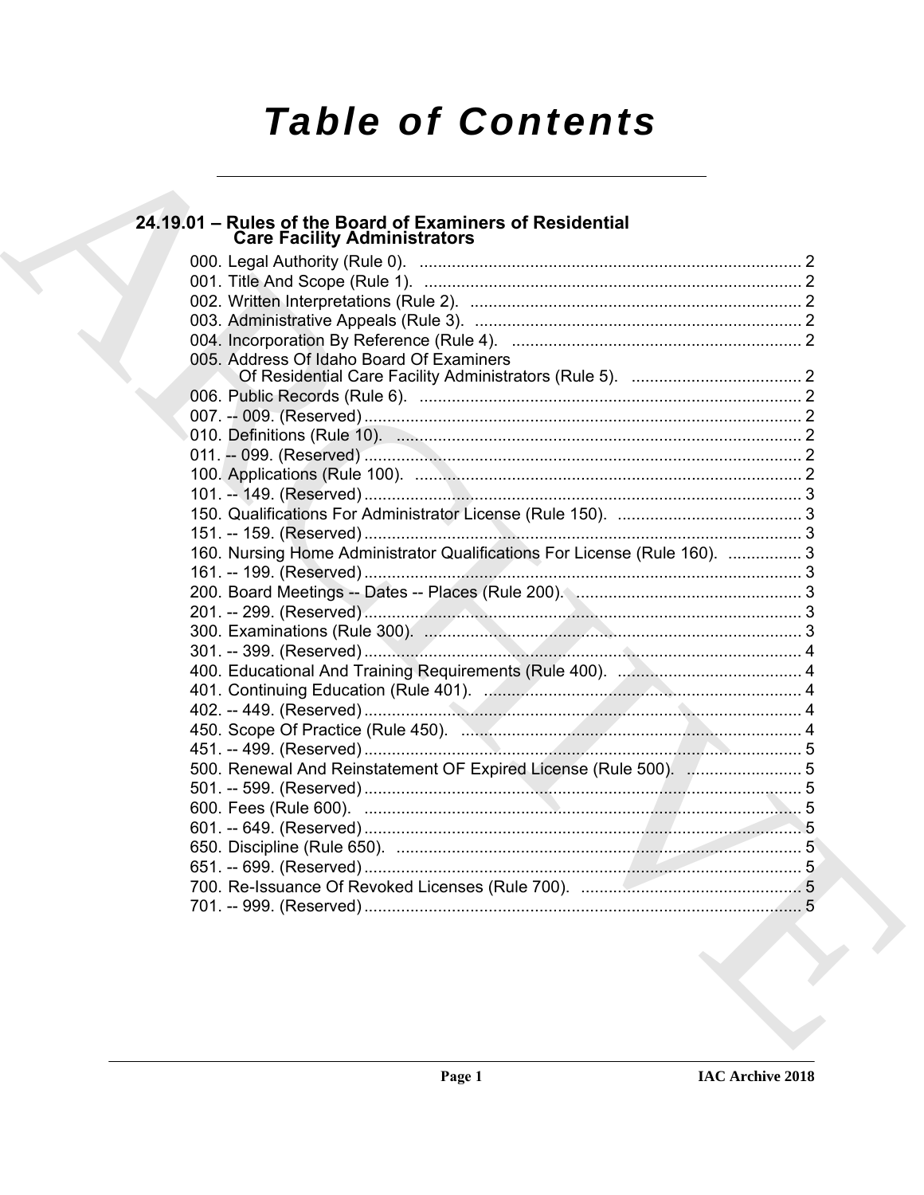# Table of Contents

## 24.19.01 – Rules of the Board of Examiners of Residential Care Facility Administrators

000. Legal Authority (Rule 0). ... 2
001. Title And Scope (Rule 1). ... 2
002. Written Interpretations (Rule 2). ... 2
003. Administrative Appeals (Rule 3). ... 2
004. Incorporation By Reference (Rule 4). ... 2
005. Address Of Idaho Board Of Examiners Of Residential Care Facility Administrators (Rule 5). ... 2
006. Public Records (Rule 6). ... 2
007. -- 009. (Reserved) ... 2
010. Definitions (Rule 10). ... 2
011. -- 099. (Reserved) ... 2
100. Applications (Rule 100). ... 2
101. -- 149. (Reserved) ... 3
150. Qualifications For Administrator License (Rule 150). ... 3
151. -- 159. (Reserved) ... 3
160. Nursing Home Administrator Qualifications For License (Rule 160). ... 3
161. -- 199. (Reserved) ... 3
200. Board Meetings -- Dates -- Places (Rule 200). ... 3
201. -- 299. (Reserved) ... 3
300. Examinations (Rule 300). ... 3
301. -- 399. (Reserved) ... 4
400. Educational And Training Requirements (Rule 400). ... 4
401. Continuing Education (Rule 401). ... 4
402. -- 449. (Reserved) ... 4
450. Scope Of Practice (Rule 450). ... 4
451. -- 499. (Reserved) ... 5
500. Renewal And Reinstatement OF Expired License (Rule 500). ... 5
501. -- 599. (Reserved) ... 5
600. Fees (Rule 600). ... 5
601. -- 649. (Reserved) ... 5
650. Discipline (Rule 650). ... 5
651. -- 699. (Reserved) ... 5
700. Re-Issuance Of Revoked Licenses (Rule 700). ... 5
701. -- 999. (Reserved) ... 5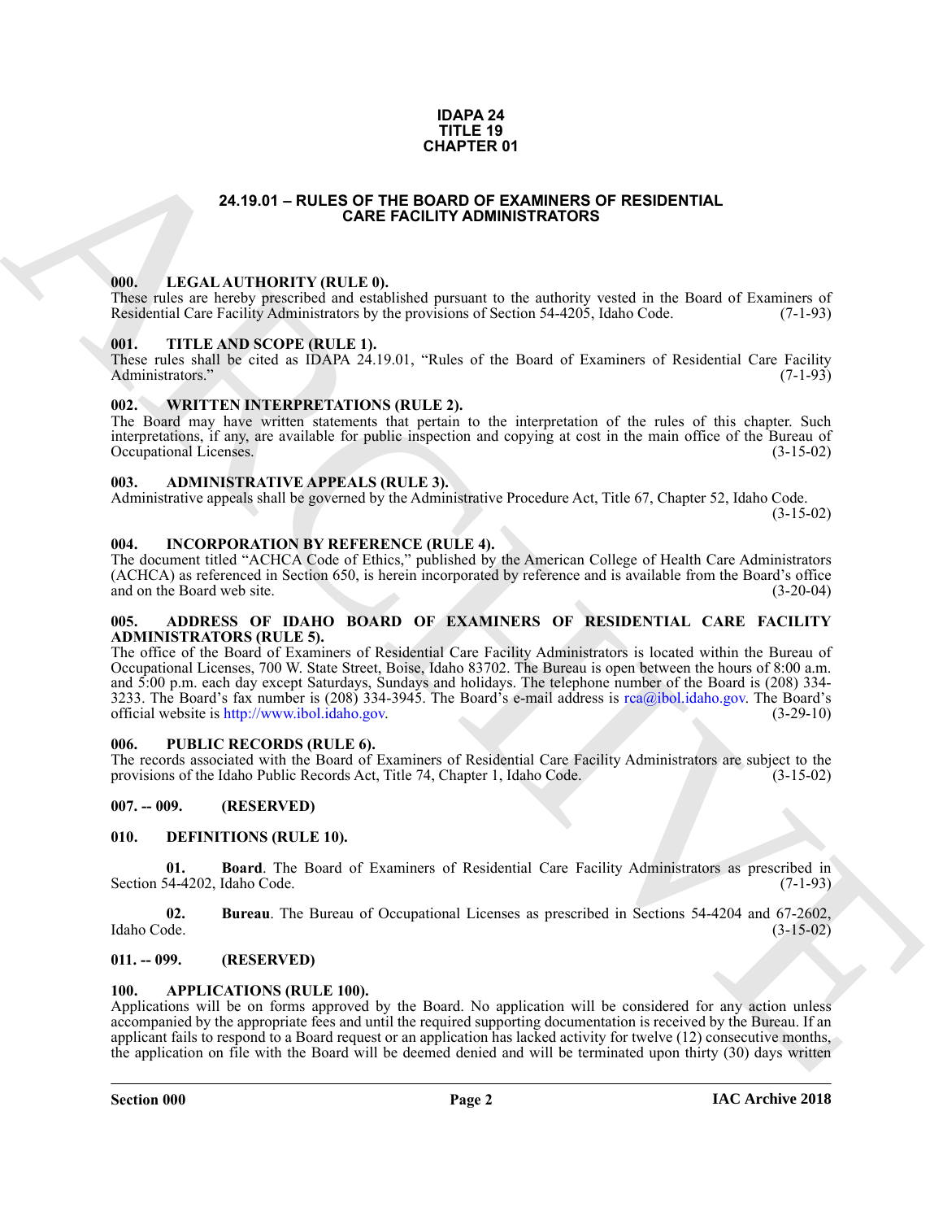# IDAPA 24
# TITLE 19
# CHAPTER 01

## 24.19.01 – RULES OF THE BOARD OF EXAMINERS OF RESIDENTIAL CARE FACILITY ADMINISTRATORS

### 000. LEGAL AUTHORITY (RULE 0).

These rules are hereby prescribed and established pursuant to the authority vested in the Board of Examiners of Residential Care Facility Administrators by the provisions of Section 54-4205, Idaho Code. (7-1-93)

### 001. TITLE AND SCOPE (RULE 1).

These rules shall be cited as IDAPA 24.19.01, "Rules of the Board of Examiners of Residential Care Facility Administrators." (7-1-93)

### 002. WRITTEN INTERPRETATIONS (RULE 2).

The Board may have written statements that pertain to the interpretation of the rules of this chapter. Such interpretations, if any, are available for public inspection and copying at cost in the main office of the Bureau of Occupational Licenses. (3-15-02)

### 003. ADMINISTRATIVE APPEALS (RULE 3).

Administrative appeals shall be governed by the Administrative Procedure Act, Title 67, Chapter 52, Idaho Code. (3-15-02)

### 004. INCORPORATION BY REFERENCE (RULE 4).

The document titled "ACHCA Code of Ethics," published by the American College of Health Care Administrators (ACHCA) as referenced in Section 650, is herein incorporated by reference and is available from the Board's office and on the Board web site. (3-20-04)

### 005. ADDRESS OF IDAHO BOARD OF EXAMINERS OF RESIDENTIAL CARE FACILITY ADMINISTRATORS (RULE 5).

The office of the Board of Examiners of Residential Care Facility Administrators is located within the Bureau of Occupational Licenses, 700 W. State Street, Boise, Idaho 83702. The Bureau is open between the hours of 8:00 a.m. and 5:00 p.m. each day except Saturdays, Sundays and holidays. The telephone number of the Board is (208) 334-3233. The Board's fax number is (208) 334-3945. The Board's e-mail address is rca@ibol.idaho.gov. The Board's official website is http://www.ibol.idaho.gov. (3-29-10)

### 006. PUBLIC RECORDS (RULE 6).

The records associated with the Board of Examiners of Residential Care Facility Administrators are subject to the provisions of the Idaho Public Records Act, Title 74, Chapter 1, Idaho Code. (3-15-02)

### 007. -- 009. (RESERVED)

### 010. DEFINITIONS (RULE 10).

**01. Board**. The Board of Examiners of Residential Care Facility Administrators as prescribed in Section 54-4202, Idaho Code. (7-1-93)

**02. Bureau**. The Bureau of Occupational Licenses as prescribed in Sections 54-4204 and 67-2602, Idaho Code. (3-15-02)

### 011. -- 099. (RESERVED)

### 100. APPLICATIONS (RULE 100).

Applications will be on forms approved by the Board. No application will be considered for any action unless accompanied by the appropriate fees and until the required supporting documentation is received by the Bureau. If an applicant fails to respond to a Board request or an application has lacked activity for twelve (12) consecutive months, the application on file with the Board will be deemed denied and will be terminated upon thirty (30) days written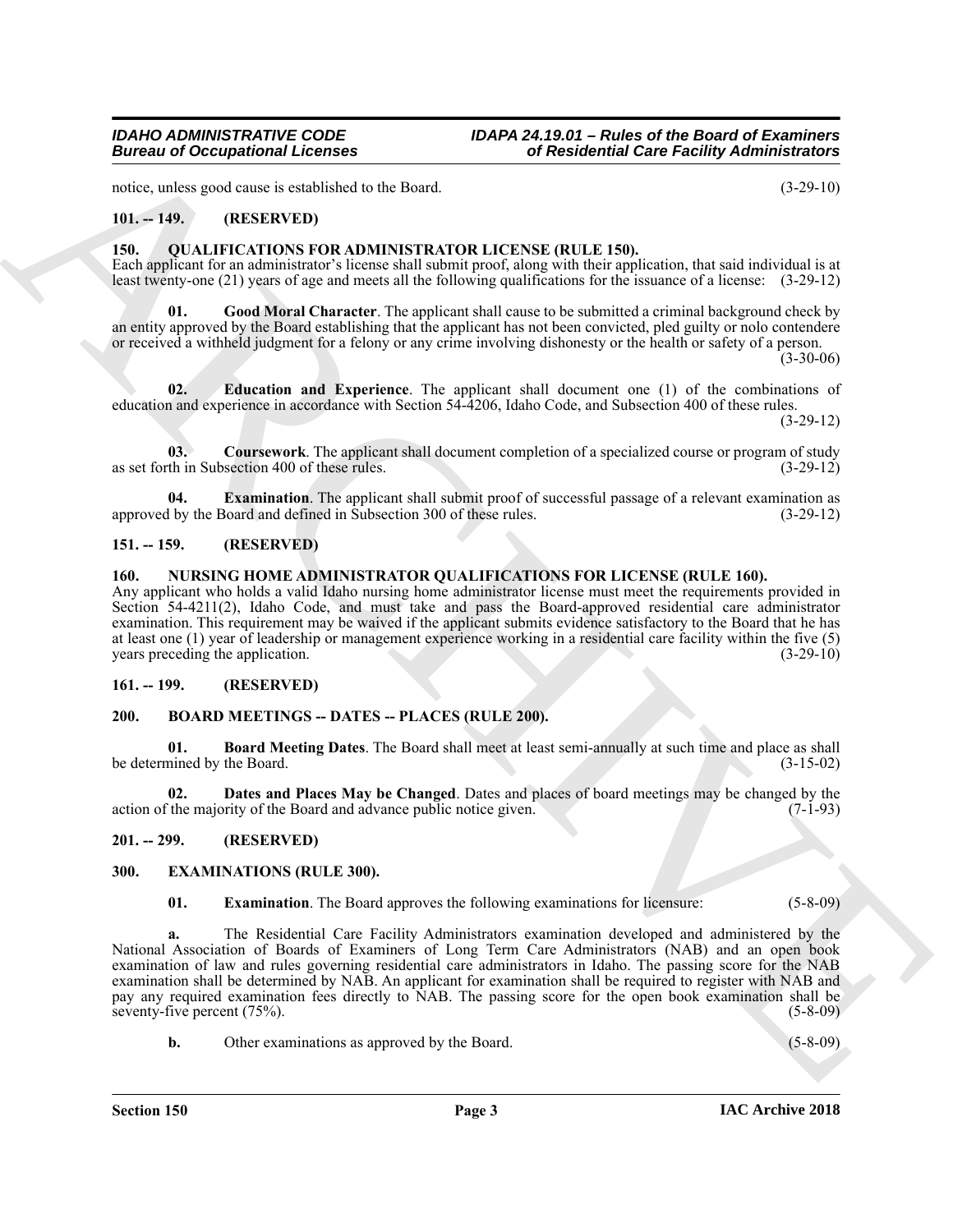notice, unless good cause is established to the Board. (3-29-10)

### 101. -- 149. (RESERVED)

### 150. QUALIFICATIONS FOR ADMINISTRATOR LICENSE (RULE 150).

Each applicant for an administrator's license shall submit proof, along with their application, that said individual is at least twenty-one (21) years of age and meets all the following qualifications for the issuance of a license: (3-29-12)

**01. Good Moral Character**. The applicant shall cause to be submitted a criminal background check by an entity approved by the Board establishing that the applicant has not been convicted, pled guilty or nolo contendere or received a withheld judgment for a felony or any crime involving dishonesty or the health or safety of a person. (3-30-06)

**02. Education and Experience**. The applicant shall document one (1) of the combinations of education and experience in accordance with Section 54-4206, Idaho Code, and Subsection 400 of these rules. (3-29-12)

**03. Coursework**. The applicant shall document completion of a specialized course or program of study as set forth in Subsection 400 of these rules. (3-29-12)

**04. Examination**. The applicant shall submit proof of successful passage of a relevant examination as approved by the Board and defined in Subsection 300 of these rules. (3-29-12)

### 151. -- 159. (RESERVED)

### 160. NURSING HOME ADMINISTRATOR QUALIFICATIONS FOR LICENSE (RULE 160).

Any applicant who holds a valid Idaho nursing home administrator license must meet the requirements provided in Section 54-4211(2), Idaho Code, and must take and pass the Board-approved residential care administrator examination. This requirement may be waived if the applicant submits evidence satisfactory to the Board that he has at least one (1) year of leadership or management experience working in a residential care facility within the five (5) years preceding the application. (3-29-10)

### 161. -- 199. (RESERVED)

### 200. BOARD MEETINGS -- DATES -- PLACES (RULE 200).

**01. Board Meeting Dates**. The Board shall meet at least semi-annually at such time and place as shall be determined by the Board. (3-15-02)

**02. Dates and Places May be Changed**. Dates and places of board meetings may be changed by the action of the majority of the Board and advance public notice given. (7-1-93)

### 201. -- 299. (RESERVED)

### 300. EXAMINATIONS (RULE 300).

**01. Examination**. The Board approves the following examinations for licensure: (5-8-09)

**a.** The Residential Care Facility Administrators examination developed and administered by the National Association of Boards of Examiners of Long Term Care Administrators (NAB) and an open book examination of law and rules governing residential care administrators in Idaho. The passing score for the NAB examination shall be determined by NAB. An applicant for examination shall be required to register with NAB and pay any required examination fees directly to NAB. The passing score for the open book examination shall be seventy-five percent (75%). (5-8-09)

**b.** Other examinations as approved by the Board. (5-8-09)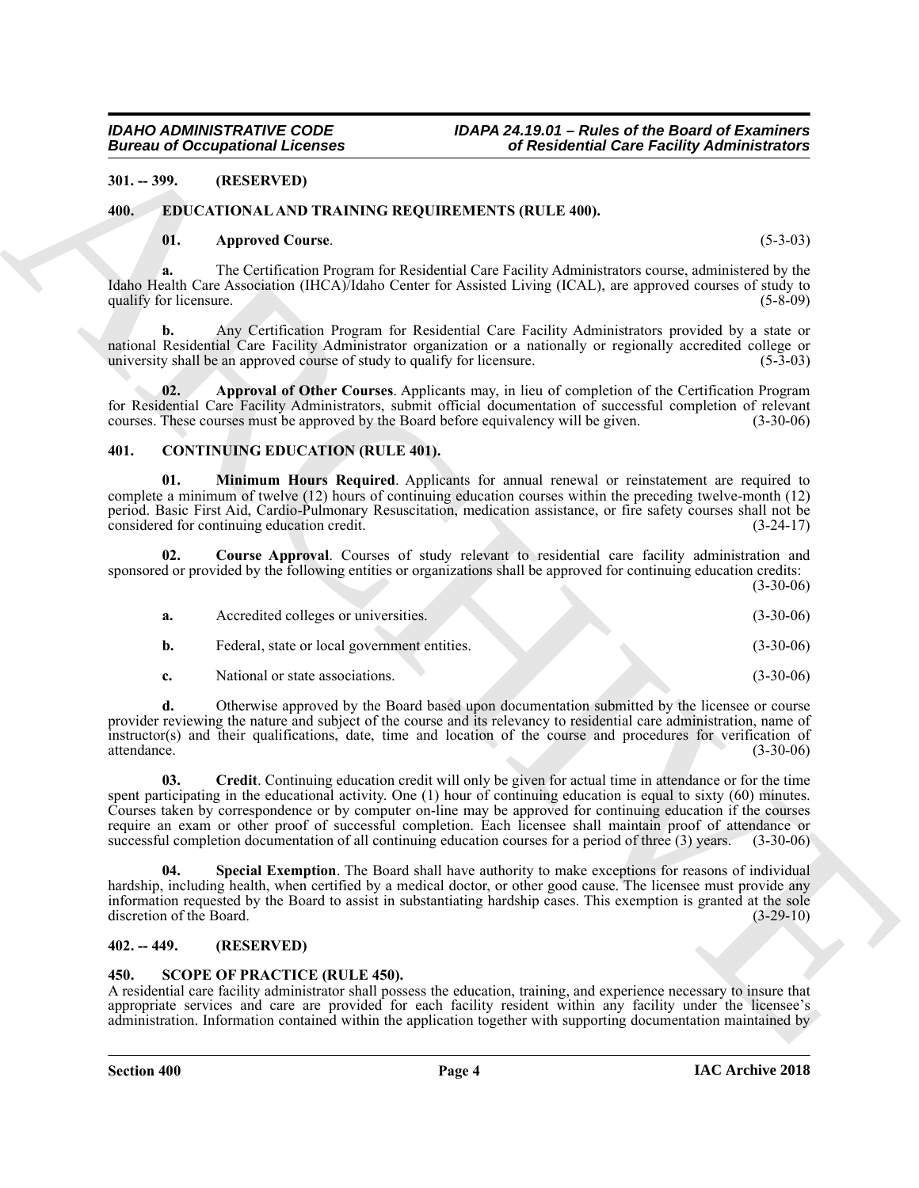**301. -- 399. (RESERVED)**

**400. EDUCATIONAL AND TRAINING REQUIREMENTS (RULE 400).**

**01. Approved Course**. (5-3-03)

**a.** The Certification Program for Residential Care Facility Administrators course, administered by the Idaho Health Care Association (IHCA)/Idaho Center for Assisted Living (ICAL), are approved courses of study to qualify for licensure. (5-8-09)

**b.** Any Certification Program for Residential Care Facility Administrators provided by a state or national Residential Care Facility Administrator organization or a nationally or regionally accredited college or university shall be an approved course of study to qualify for licensure. (5-3-03)

**02. Approval of Other Courses**. Applicants may, in lieu of completion of the Certification Program for Residential Care Facility Administrators, submit official documentation of successful completion of relevant courses. These courses must be approved by the Board before equivalency will be given. (3-30-06)

**401. CONTINUING EDUCATION (RULE 401).**

**01. Minimum Hours Required**. Applicants for annual renewal or reinstatement are required to complete a minimum of twelve (12) hours of continuing education courses within the preceding twelve-month (12) period. Basic First Aid, Cardio-Pulmonary Resuscitation, medication assistance, or fire safety courses shall not be considered for continuing education credit. (3-24-17)

**02. Course Approval**. Courses of study relevant to residential care facility administration and sponsored or provided by the following entities or organizations shall be approved for continuing education credits: (3-30-06)

**a.** Accredited colleges or universities. (3-30-06)

**b.** Federal, state or local government entities. (3-30-06)

**c.** National or state associations. (3-30-06)

**d.** Otherwise approved by the Board based upon documentation submitted by the licensee or course provider reviewing the nature and subject of the course and its relevancy to residential care administration, name of instructor(s) and their qualifications, date, time and location of the course and procedures for verification of attendance. (3-30-06)

**03. Credit**. Continuing education credit will only be given for actual time in attendance or for the time spent participating in the educational activity. One (1) hour of continuing education is equal to sixty (60) minutes. Courses taken by correspondence or by computer on-line may be approved for continuing education if the courses require an exam or other proof of successful completion. Each licensee shall maintain proof of attendance or successful completion documentation of all continuing education courses for a period of three (3) years. (3-30-06)

**04. Special Exemption**. The Board shall have authority to make exceptions for reasons of individual hardship, including health, when certified by a medical doctor, or other good cause. The licensee must provide any information requested by the Board to assist in substantiating hardship cases. This exemption is granted at the sole discretion of the Board. (3-29-10)

**402. -- 449. (RESERVED)**

**450. SCOPE OF PRACTICE (RULE 450).**

A residential care facility administrator shall possess the education, training, and experience necessary to insure that appropriate services and care are provided for each facility resident within any facility under the licensee's administration. Information contained within the application together with supporting documentation maintained by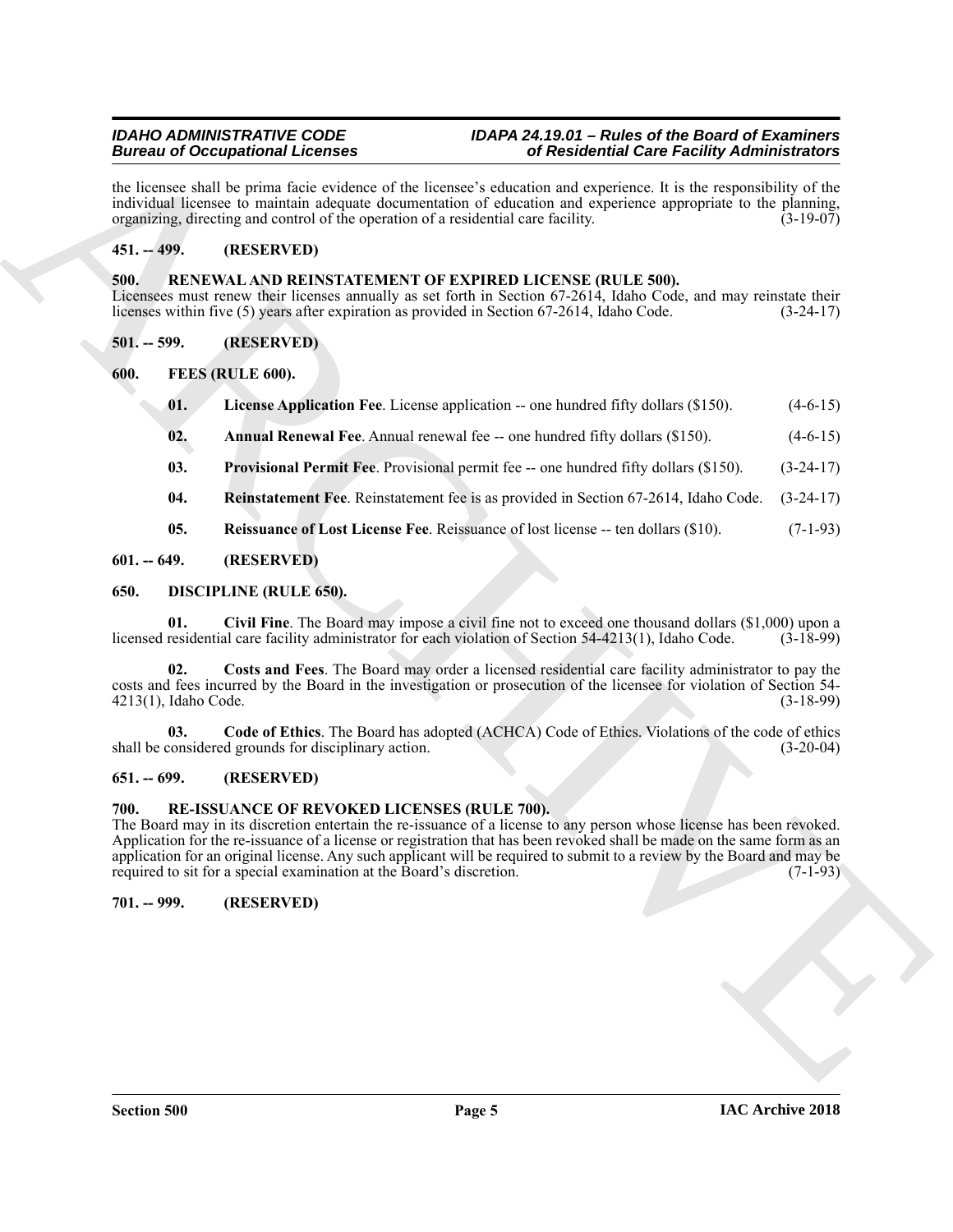the licensee shall be prima facie evidence of the licensee's education and experience. It is the responsibility of the individual licensee to maintain adequate documentation of education and experience appropriate to the planning, organizing, directing and control of the operation of a residential care facility. (3-19-07)

### 451. -- 499. (RESERVED)

### 500. RENEWAL AND REINSTATEMENT OF EXPIRED LICENSE (RULE 500).

Licensees must renew their licenses annually as set forth in Section 67-2614, Idaho Code, and may reinstate their licenses within five (5) years after expiration as provided in Section 67-2614, Idaho Code. (3-24-17)

### 501. -- 599. (RESERVED)

### 600. FEES (RULE 600).

**01. License Application Fee**. License application -- one hundred fifty dollars ($150). (4-6-15)

**02. Annual Renewal Fee**. Annual renewal fee -- one hundred fifty dollars ($150). (4-6-15)

**03. Provisional Permit Fee**. Provisional permit fee -- one hundred fifty dollars ($150). (3-24-17)

**04. Reinstatement Fee**. Reinstatement fee is as provided in Section 67-2614, Idaho Code. (3-24-17)

**05. Reissuance of Lost License Fee**. Reissuance of lost license -- ten dollars ($10). (7-1-93)

### 601. -- 649. (RESERVED)

### 650. DISCIPLINE (RULE 650).

**01. Civil Fine**. The Board may impose a civil fine not to exceed one thousand dollars ($1,000) upon a licensed residential care facility administrator for each violation of Section 54-4213(1), Idaho Code. (3-18-99)

**02. Costs and Fees**. The Board may order a licensed residential care facility administrator to pay the costs and fees incurred by the Board in the investigation or prosecution of the licensee for violation of Section 54-4213(1), Idaho Code. (3-18-99)

**03. Code of Ethics**. The Board has adopted (ACHCA) Code of Ethics. Violations of the code of ethics shall be considered grounds for disciplinary action. (3-20-04)

### 651. -- 699. (RESERVED)

### 700. RE-ISSUANCE OF REVOKED LICENSES (RULE 700).

The Board may in its discretion entertain the re-issuance of a license to any person whose license has been revoked. Application for the re-issuance of a license or registration that has been revoked shall be made on the same form as an application for an original license. Any such applicant will be required to submit to a review by the Board and may be required to sit for a special examination at the Board's discretion. (7-1-93)

### 701. -- 999. (RESERVED)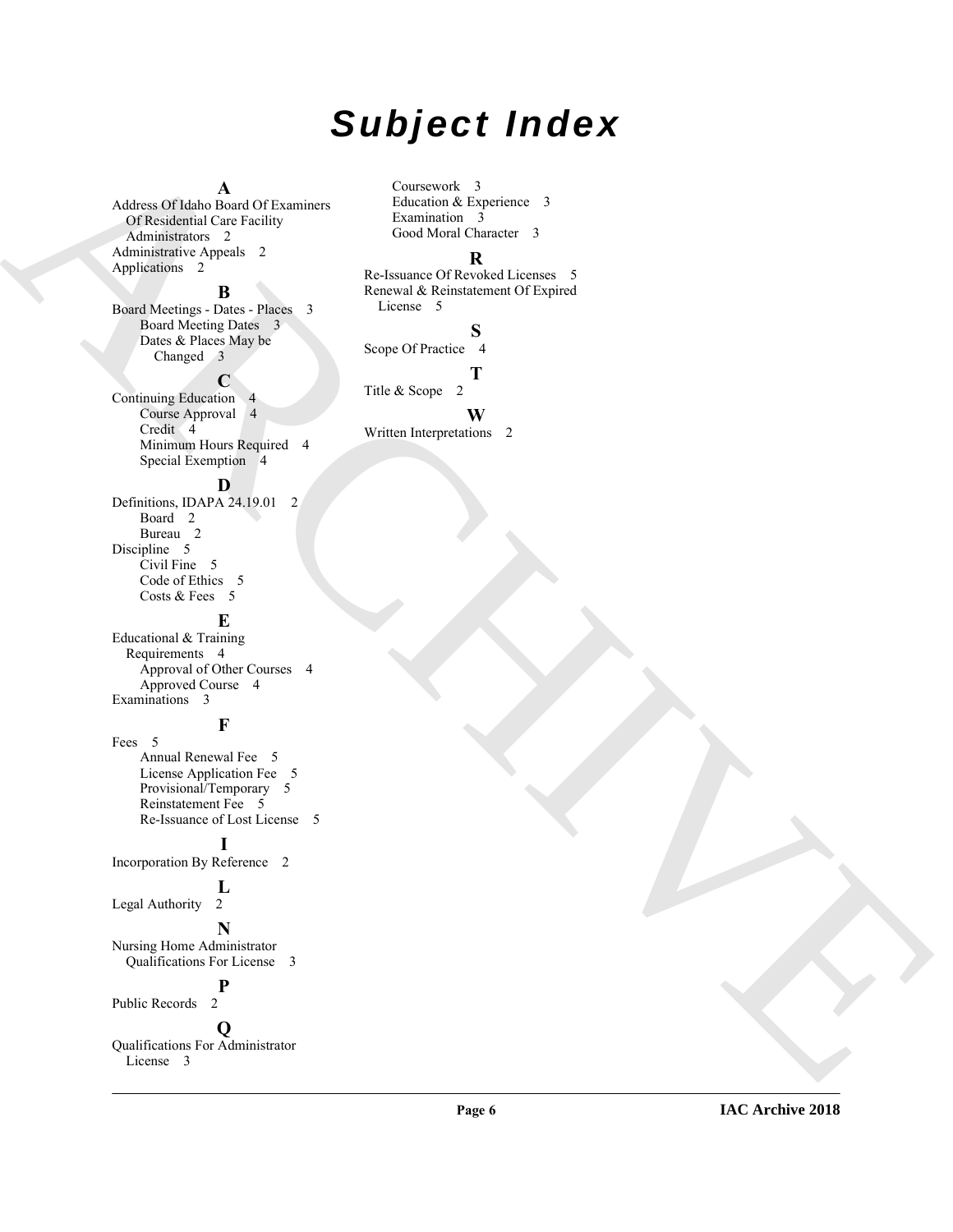# Subject Index

**A**

Address Of Idaho Board Of Examiners Of Residential Care Facility Administrators 2
Administrative Appeals 2
Applications 2

**B**

Board Meetings - Dates - Places 3
- Board Meeting Dates 3
- Dates & Places May be Changed 3

**C**

Continuing Education 4
- Course Approval 4
- Credit 4
- Minimum Hours Required 4
- Special Exemption 4

**D**

Definitions, IDAPA 24.19.01 2
- Board 2
- Bureau 2

Discipline 5
- Civil Fine 5
- Code of Ethics 5
- Costs & Fees 5

**E**

Educational & Training Requirements 4
- Approval of Other Courses 4
- Approved Course 4

Examinations 3

**F**

Fees 5
- Annual Renewal Fee 5
- License Application Fee 5
- Provisional/Temporary 5
- Reinstatement Fee 5
- Re-Issuance of Lost License 5

**I**

Incorporation By Reference 2

**L**

Legal Authority 2

**N**

Nursing Home Administrator Qualifications For License 3

**P**

Public Records 2

**Q**

Qualifications For Administrator License 3
- Coursework 3
- Education & Experience 3
- Examination 3
- Good Moral Character 3

**R**

Re-Issuance Of Revoked Licenses 5
Renewal & Reinstatement Of Expired License 5

**S**

Scope Of Practice 4

**T**

Title & Scope 2

**W**

Written Interpretations 2